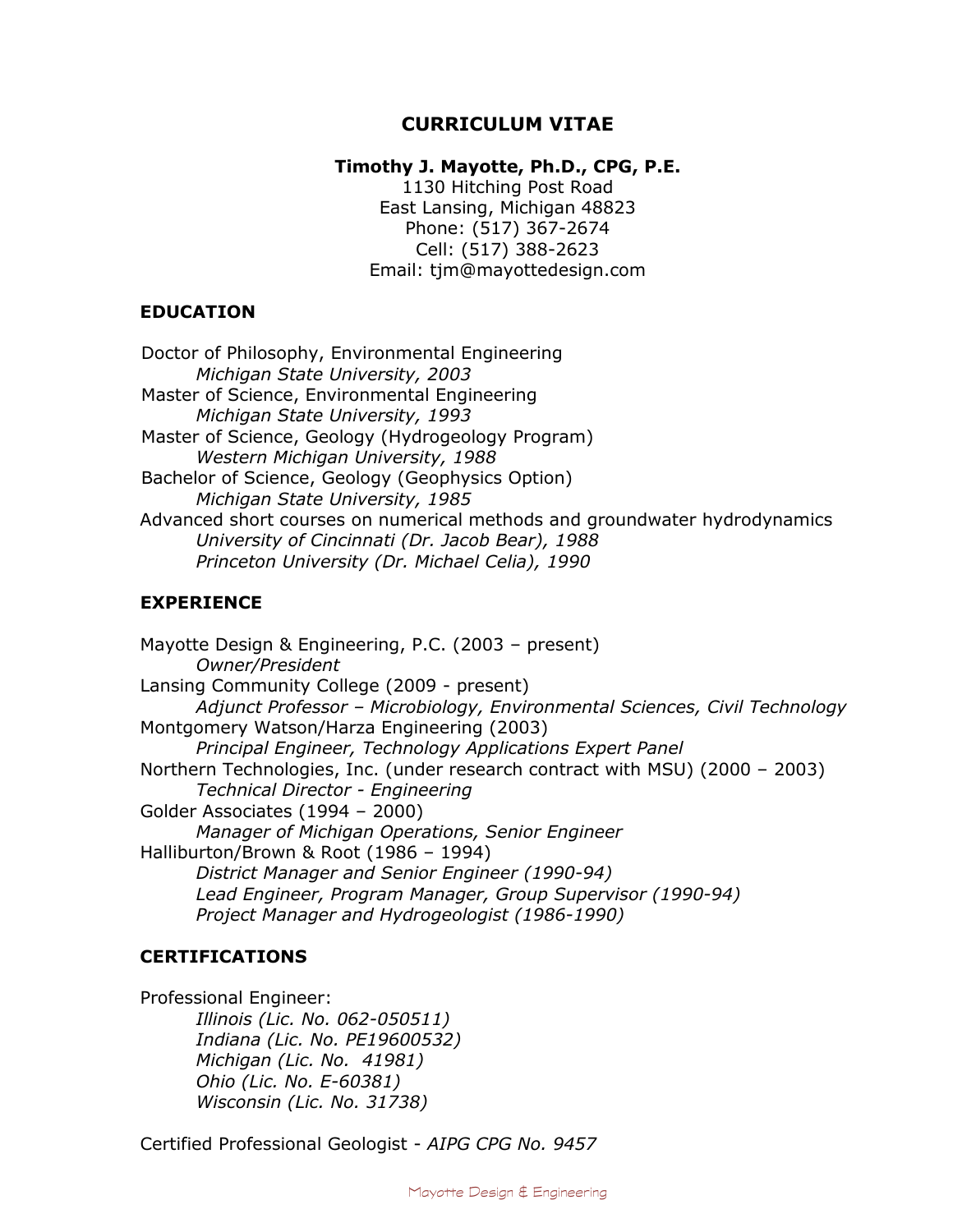# CURRICULUM VITAE

**Timothy J. Mayotte, Ph.D., CPG, P.E.**
1130 Hitching Post Road
East Lansing, Michigan 48823
Phone: (517) 367-2674
Cell: (517) 388-2623
Email: tjm@mayottedesign.com

## EDUCATION

Doctor of Philosophy, Environmental Engineering
*Michigan State University, 2003*
Master of Science, Environmental Engineering
*Michigan State University, 1993*
Master of Science, Geology (Hydrogeology Program)
*Western Michigan University, 1988*
Bachelor of Science, Geology (Geophysics Option)
*Michigan State University, 1985*
Advanced short courses on numerical methods and groundwater hydrodynamics
*University of Cincinnati (Dr. Jacob Bear), 1988*
*Princeton University (Dr. Michael Celia), 1990*

## EXPERIENCE

Mayotte Design & Engineering, P.C. (2003 – present)
*Owner/President*
Lansing Community College (2009 - present)
*Adjunct Professor – Microbiology, Environmental Sciences, Civil Technology*
Montgomery Watson/Harza Engineering (2003)
*Principal Engineer, Technology Applications Expert Panel*
Northern Technologies, Inc. (under research contract with MSU) (2000 – 2003)
*Technical Director - Engineering*
Golder Associates (1994 – 2000)
*Manager of Michigan Operations, Senior Engineer*
Halliburton/Brown & Root (1986 – 1994)
*District Manager and Senior Engineer (1990-94)*
*Lead Engineer, Program Manager, Group Supervisor (1990-94)*
*Project Manager and Hydrogeologist (1986-1990)*

## CERTIFICATIONS

Professional Engineer:
*Illinois (Lic. No. 062-050511)*
*Indiana (Lic. No. PE19600532)*
*Michigan (Lic. No. 41981)*
*Ohio (Lic. No. E-60381)*
*Wisconsin (Lic. No. 31738)*

Certified Professional Geologist - *AIPG CPG No. 9457*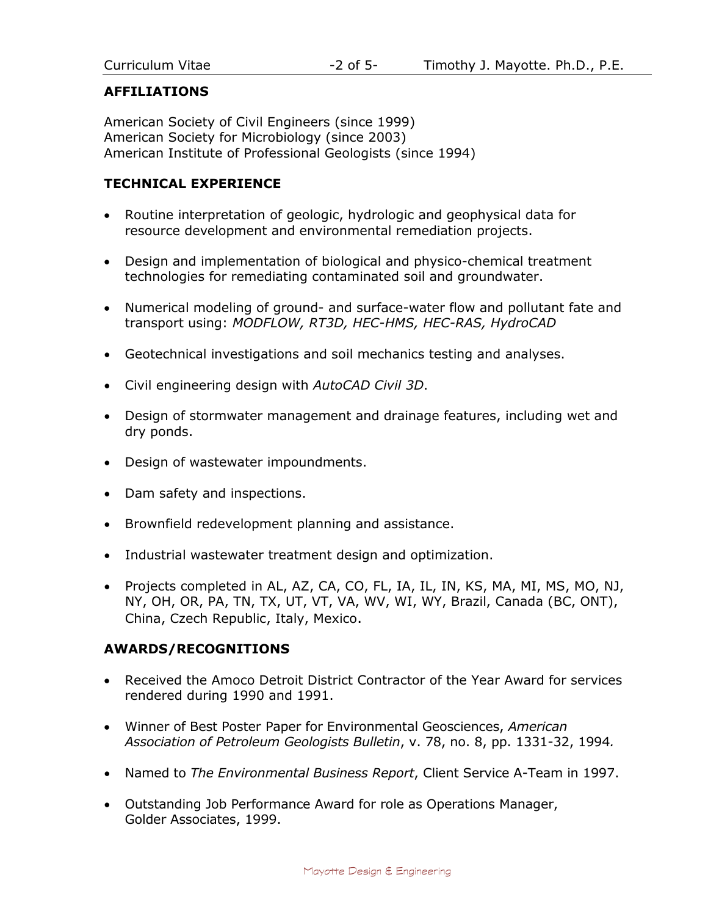## AFFILIATIONS

American Society of Civil Engineers (since 1999)
American Society for Microbiology (since 2003)
American Institute of Professional Geologists (since 1994)

## TECHNICAL EXPERIENCE

- Routine interpretation of geologic, hydrologic and geophysical data for resource development and environmental remediation projects.
- Design and implementation of biological and physico-chemical treatment technologies for remediating contaminated soil and groundwater.
- Numerical modeling of ground- and surface-water flow and pollutant fate and transport using: *MODFLOW, RT3D, HEC-HMS, HEC-RAS, HydroCAD*
- Geotechnical investigations and soil mechanics testing and analyses.
- Civil engineering design with *AutoCAD Civil 3D*.
- Design of stormwater management and drainage features, including wet and dry ponds.
- Design of wastewater impoundments.
- Dam safety and inspections.
- Brownfield redevelopment planning and assistance.
- Industrial wastewater treatment design and optimization.
- Projects completed in AL, AZ, CA, CO, FL, IA, IL, IN, KS, MA, MI, MS, MO, NJ, NY, OH, OR, PA, TN, TX, UT, VT, VA, WV, WI, WY, Brazil, Canada (BC, ONT), China, Czech Republic, Italy, Mexico.

## AWARDS/RECOGNITIONS

- Received the Amoco Detroit District Contractor of the Year Award for services rendered during 1990 and 1991.
- Winner of Best Poster Paper for Environmental Geosciences, *American Association of Petroleum Geologists Bulletin*, v. 78, no. 8, pp. 1331-32, 1994.
- Named to *The Environmental Business Report*, Client Service A-Team in 1997.
- Outstanding Job Performance Award for role as Operations Manager, Golder Associates, 1999.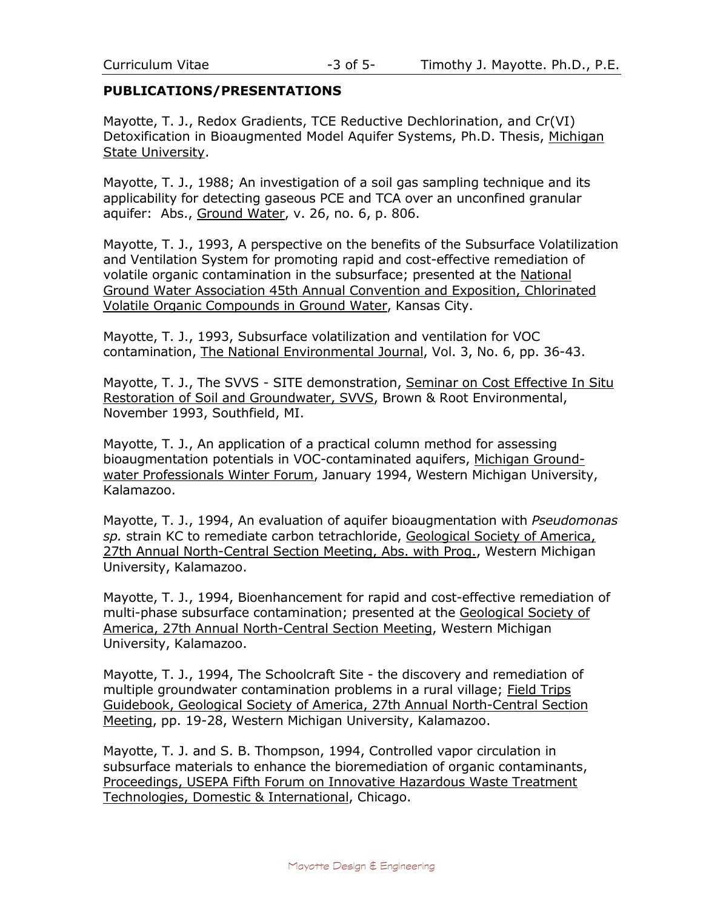## PUBLICATIONS/PRESENTATIONS

Mayotte, T. J., Redox Gradients, TCE Reductive Dechlorination, and Cr(VI) Detoxification in Bioaugmented Model Aquifer Systems, Ph.D. Thesis, Michigan State University.

Mayotte, T. J., 1988; An investigation of a soil gas sampling technique and its applicability for detecting gaseous PCE and TCA over an unconfined granular aquifer: Abs., Ground Water, v. 26, no. 6, p. 806.

Mayotte, T. J., 1993, A perspective on the benefits of the Subsurface Volatilization and Ventilation System for promoting rapid and cost-effective remediation of volatile organic contamination in the subsurface; presented at the National Ground Water Association 45th Annual Convention and Exposition, Chlorinated Volatile Organic Compounds in Ground Water, Kansas City.

Mayotte, T. J., 1993, Subsurface volatilization and ventilation for VOC contamination, The National Environmental Journal, Vol. 3, No. 6, pp. 36-43.

Mayotte, T. J., The SVVS - SITE demonstration, Seminar on Cost Effective In Situ Restoration of Soil and Groundwater, SVVS, Brown & Root Environmental, November 1993, Southfield, MI.

Mayotte, T. J., An application of a practical column method for assessing bioaugmentation potentials in VOC-contaminated aquifers, Michigan Ground-water Professionals Winter Forum, January 1994, Western Michigan University, Kalamazoo.

Mayotte, T. J., 1994, An evaluation of aquifer bioaugmentation with *Pseudomonas sp.* strain KC to remediate carbon tetrachloride, Geological Society of America, 27th Annual North-Central Section Meeting, Abs. with Prog., Western Michigan University, Kalamazoo.

Mayotte, T. J., 1994, Bioenhancement for rapid and cost-effective remediation of multi-phase subsurface contamination; presented at the Geological Society of America, 27th Annual North-Central Section Meeting, Western Michigan University, Kalamazoo.

Mayotte, T. J., 1994, The Schoolcraft Site - the discovery and remediation of multiple groundwater contamination problems in a rural village; Field Trips Guidebook, Geological Society of America, 27th Annual North-Central Section Meeting, pp. 19-28, Western Michigan University, Kalamazoo.

Mayotte, T. J. and S. B. Thompson, 1994, Controlled vapor circulation in subsurface materials to enhance the bioremediation of organic contaminants, Proceedings, USEPA Fifth Forum on Innovative Hazardous Waste Treatment Technologies, Domestic & International, Chicago.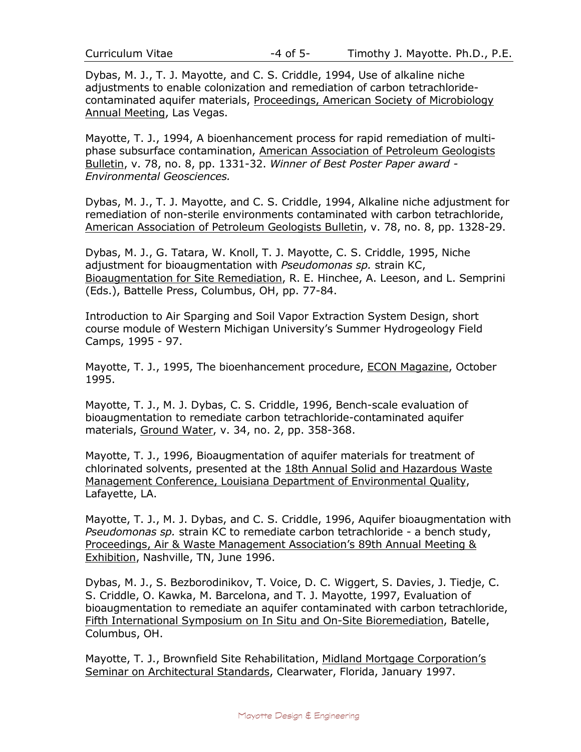Dybas, M. J., T. J. Mayotte, and C. S. Criddle, 1994, Use of alkaline niche adjustments to enable colonization and remediation of carbon tetrachloride-contaminated aquifer materials, Proceedings, American Society of Microbiology Annual Meeting, Las Vegas.

Mayotte, T. J., 1994, A bioenhancement process for rapid remediation of multi-phase subsurface contamination, American Association of Petroleum Geologists Bulletin, v. 78, no. 8, pp. 1331-32. *Winner of Best Poster Paper award - Environmental Geosciences.*

Dybas, M. J., T. J. Mayotte, and C. S. Criddle, 1994, Alkaline niche adjustment for remediation of non-sterile environments contaminated with carbon tetrachloride, American Association of Petroleum Geologists Bulletin, v. 78, no. 8, pp. 1328-29.

Dybas, M. J., G. Tatara, W. Knoll, T. J. Mayotte, C. S. Criddle, 1995, Niche adjustment for bioaugmentation with *Pseudomonas sp.* strain KC, Bioaugmentation for Site Remediation, R. E. Hinchee, A. Leeson, and L. Semprini (Eds.), Battelle Press, Columbus, OH, pp. 77-84.

Introduction to Air Sparging and Soil Vapor Extraction System Design, short course module of Western Michigan University's Summer Hydrogeology Field Camps, 1995 - 97.

Mayotte, T. J., 1995, The bioenhancement procedure, ECON Magazine, October 1995.

Mayotte, T. J., M. J. Dybas, C. S. Criddle, 1996, Bench-scale evaluation of bioaugmentation to remediate carbon tetrachloride-contaminated aquifer materials, Ground Water, v. 34, no. 2, pp. 358-368.

Mayotte, T. J., 1996, Bioaugmentation of aquifer materials for treatment of chlorinated solvents, presented at the 18th Annual Solid and Hazardous Waste Management Conference, Louisiana Department of Environmental Quality, Lafayette, LA.

Mayotte, T. J., M. J. Dybas, and C. S. Criddle, 1996, Aquifer bioaugmentation with *Pseudomonas sp.* strain KC to remediate carbon tetrachloride - a bench study, Proceedings, Air & Waste Management Association's 89th Annual Meeting & Exhibition, Nashville, TN, June 1996.

Dybas, M. J., S. Bezborodinikov, T. Voice, D. C. Wiggert, S. Davies, J. Tiedje, C. S. Criddle, O. Kawka, M. Barcelona, and T. J. Mayotte, 1997, Evaluation of bioaugmentation to remediate an aquifer contaminated with carbon tetrachloride, Fifth International Symposium on In Situ and On-Site Bioremediation, Batelle, Columbus, OH.

Mayotte, T. J., Brownfield Site Rehabilitation, Midland Mortgage Corporation's Seminar on Architectural Standards, Clearwater, Florida, January 1997.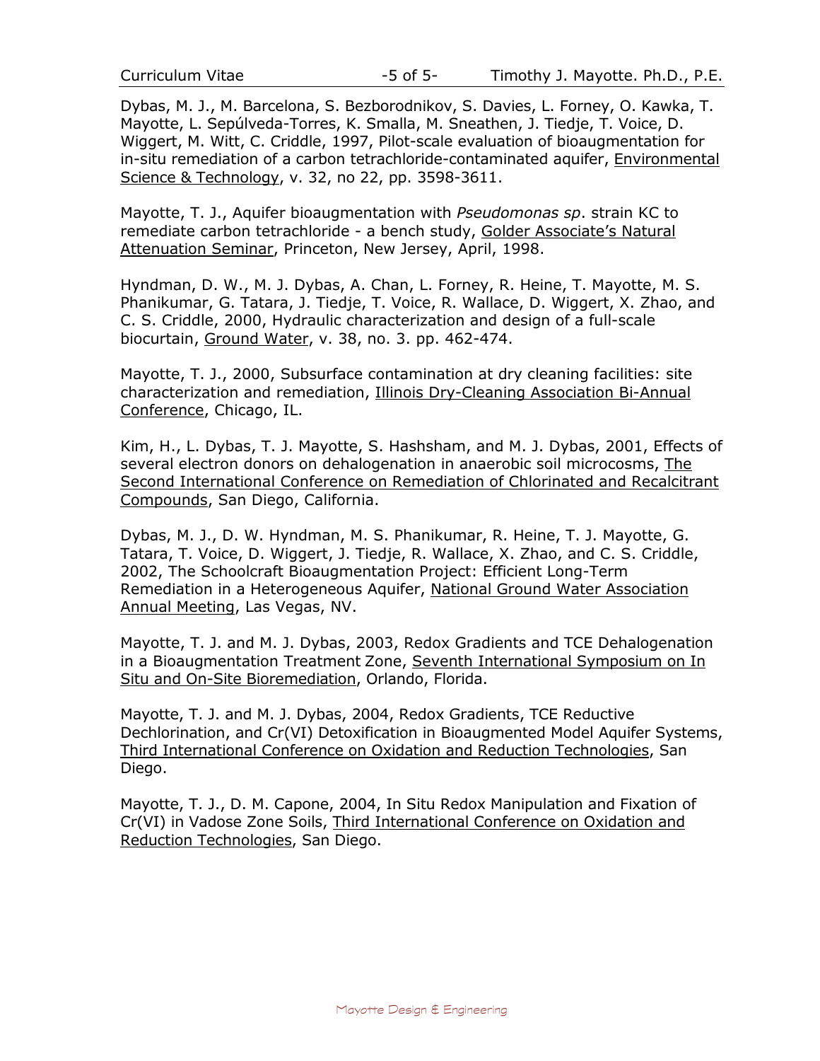Dybas, M. J., M. Barcelona, S. Bezborodnikov, S. Davies, L. Forney, O. Kawka, T. Mayotte, L. Sepúlveda-Torres, K. Smalla, M. Sneathen, J. Tiedje, T. Voice, D. Wiggert, M. Witt, C. Criddle, 1997, Pilot-scale evaluation of bioaugmentation for in-situ remediation of a carbon tetrachloride-contaminated aquifer, Environmental Science & Technology, v. 32, no 22, pp. 3598-3611.

Mayotte, T. J., Aquifer bioaugmentation with *Pseudomonas sp*. strain KC to remediate carbon tetrachloride - a bench study, Golder Associate's Natural Attenuation Seminar, Princeton, New Jersey, April, 1998.

Hyndman, D. W., M. J. Dybas, A. Chan, L. Forney, R. Heine, T. Mayotte, M. S. Phanikumar, G. Tatara, J. Tiedje, T. Voice, R. Wallace, D. Wiggert, X. Zhao, and C. S. Criddle, 2000, Hydraulic characterization and design of a full-scale biocurtain, Ground Water, v. 38, no. 3. pp. 462-474.

Mayotte, T. J., 2000, Subsurface contamination at dry cleaning facilities: site characterization and remediation, Illinois Dry-Cleaning Association Bi-Annual Conference, Chicago, IL.

Kim, H., L. Dybas, T. J. Mayotte, S. Hashsham, and M. J. Dybas, 2001, Effects of several electron donors on dehalogenation in anaerobic soil microcosms, The Second International Conference on Remediation of Chlorinated and Recalcitrant Compounds, San Diego, California.

Dybas, M. J., D. W. Hyndman, M. S. Phanikumar, R. Heine, T. J. Mayotte, G. Tatara, T. Voice, D. Wiggert, J. Tiedje, R. Wallace, X. Zhao, and C. S. Criddle, 2002, The Schoolcraft Bioaugmentation Project: Efficient Long-Term Remediation in a Heterogeneous Aquifer, National Ground Water Association Annual Meeting, Las Vegas, NV.

Mayotte, T. J. and M. J. Dybas, 2003, Redox Gradients and TCE Dehalogenation in a Bioaugmentation Treatment Zone, Seventh International Symposium on In Situ and On-Site Bioremediation, Orlando, Florida.

Mayotte, T. J. and M. J. Dybas, 2004, Redox Gradients, TCE Reductive Dechlorination, and Cr(VI) Detoxification in Bioaugmented Model Aquifer Systems, Third International Conference on Oxidation and Reduction Technologies, San Diego.

Mayotte, T. J., D. M. Capone, 2004, In Situ Redox Manipulation and Fixation of Cr(VI) in Vadose Zone Soils, Third International Conference on Oxidation and Reduction Technologies, San Diego.